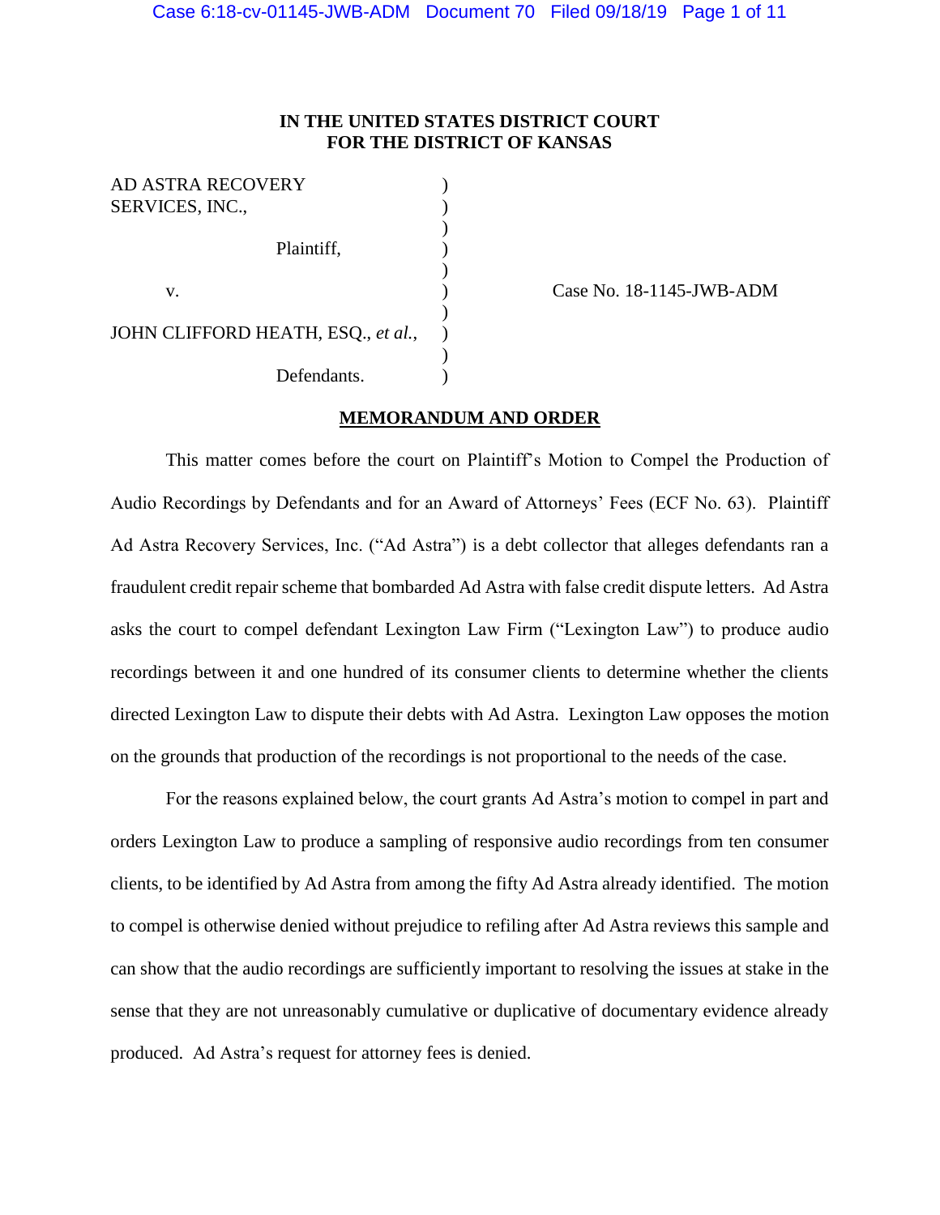**IN THE UNITED STATES DISTRICT COURT**
**FOR THE DISTRICT OF KANSAS**

AD ASTRA RECOVERY SERVICES, INC.,

Plaintiff,

v.

JOHN CLIFFORD HEATH, ESQ., *et al.*,

Defendants.

Case No. 18-1145-JWB-ADM

## MEMORANDUM AND ORDER

This matter comes before the court on Plaintiff's Motion to Compel the Production of Audio Recordings by Defendants and for an Award of Attorneys' Fees (ECF No. 63). Plaintiff Ad Astra Recovery Services, Inc. ("Ad Astra") is a debt collector that alleges defendants ran a fraudulent credit repair scheme that bombarded Ad Astra with false credit dispute letters. Ad Astra asks the court to compel defendant Lexington Law Firm ("Lexington Law") to produce audio recordings between it and one hundred of its consumer clients to determine whether the clients directed Lexington Law to dispute their debts with Ad Astra. Lexington Law opposes the motion on the grounds that production of the recordings is not proportional to the needs of the case.

For the reasons explained below, the court grants Ad Astra's motion to compel in part and orders Lexington Law to produce a sampling of responsive audio recordings from ten consumer clients, to be identified by Ad Astra from among the fifty Ad Astra already identified. The motion to compel is otherwise denied without prejudice to refiling after Ad Astra reviews this sample and can show that the audio recordings are sufficiently important to resolving the issues at stake in the sense that they are not unreasonably cumulative or duplicative of documentary evidence already produced. Ad Astra's request for attorney fees is denied.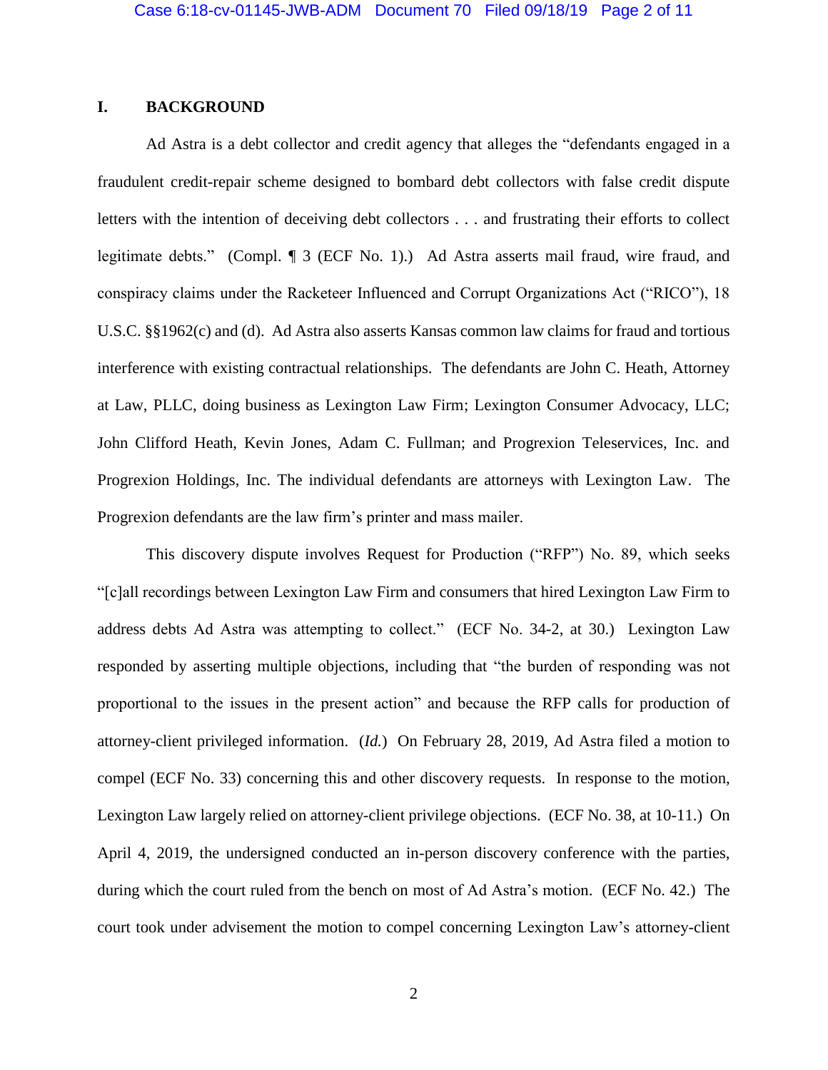## I. BACKGROUND

Ad Astra is a debt collector and credit agency that alleges the "defendants engaged in a fraudulent credit-repair scheme designed to bombard debt collectors with false credit dispute letters with the intention of deceiving debt collectors . . . and frustrating their efforts to collect legitimate debts." (Compl. ¶ 3 (ECF No. 1).) Ad Astra asserts mail fraud, wire fraud, and conspiracy claims under the Racketeer Influenced and Corrupt Organizations Act ("RICO"), 18 U.S.C. §§1962(c) and (d). Ad Astra also asserts Kansas common law claims for fraud and tortious interference with existing contractual relationships. The defendants are John C. Heath, Attorney at Law, PLLC, doing business as Lexington Law Firm; Lexington Consumer Advocacy, LLC; John Clifford Heath, Kevin Jones, Adam C. Fullman; and Progrexion Teleservices, Inc. and Progrexion Holdings, Inc. The individual defendants are attorneys with Lexington Law. The Progrexion defendants are the law firm's printer and mass mailer.

This discovery dispute involves Request for Production ("RFP") No. 89, which seeks "[c]all recordings between Lexington Law Firm and consumers that hired Lexington Law Firm to address debts Ad Astra was attempting to collect." (ECF No. 34-2, at 30.) Lexington Law responded by asserting multiple objections, including that "the burden of responding was not proportional to the issues in the present action" and because the RFP calls for production of attorney-client privileged information. (*Id.*) On February 28, 2019, Ad Astra filed a motion to compel (ECF No. 33) concerning this and other discovery requests. In response to the motion, Lexington Law largely relied on attorney-client privilege objections. (ECF No. 38, at 10-11.) On April 4, 2019, the undersigned conducted an in-person discovery conference with the parties, during which the court ruled from the bench on most of Ad Astra's motion. (ECF No. 42.) The court took under advisement the motion to compel concerning Lexington Law's attorney-client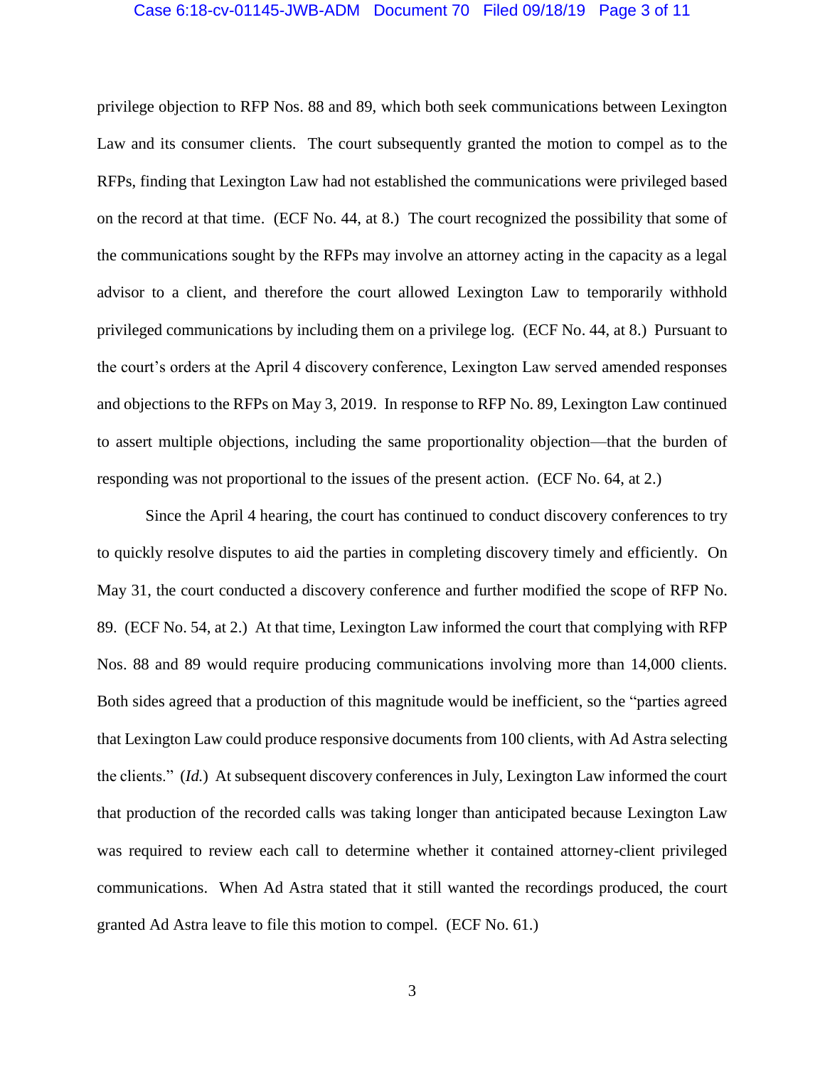privilege objection to RFP Nos. 88 and 89, which both seek communications between Lexington Law and its consumer clients. The court subsequently granted the motion to compel as to the RFPs, finding that Lexington Law had not established the communications were privileged based on the record at that time. (ECF No. 44, at 8.) The court recognized the possibility that some of the communications sought by the RFPs may involve an attorney acting in the capacity as a legal advisor to a client, and therefore the court allowed Lexington Law to temporarily withhold privileged communications by including them on a privilege log. (ECF No. 44, at 8.) Pursuant to the court's orders at the April 4 discovery conference, Lexington Law served amended responses and objections to the RFPs on May 3, 2019. In response to RFP No. 89, Lexington Law continued to assert multiple objections, including the same proportionality objection—that the burden of responding was not proportional to the issues of the present action. (ECF No. 64, at 2.)

Since the April 4 hearing, the court has continued to conduct discovery conferences to try to quickly resolve disputes to aid the parties in completing discovery timely and efficiently. On May 31, the court conducted a discovery conference and further modified the scope of RFP No. 89. (ECF No. 54, at 2.) At that time, Lexington Law informed the court that complying with RFP Nos. 88 and 89 would require producing communications involving more than 14,000 clients. Both sides agreed that a production of this magnitude would be inefficient, so the "parties agreed that Lexington Law could produce responsive documents from 100 clients, with Ad Astra selecting the clients." (*Id.*) At subsequent discovery conferences in July, Lexington Law informed the court that production of the recorded calls was taking longer than anticipated because Lexington Law was required to review each call to determine whether it contained attorney-client privileged communications. When Ad Astra stated that it still wanted the recordings produced, the court granted Ad Astra leave to file this motion to compel. (ECF No. 61.)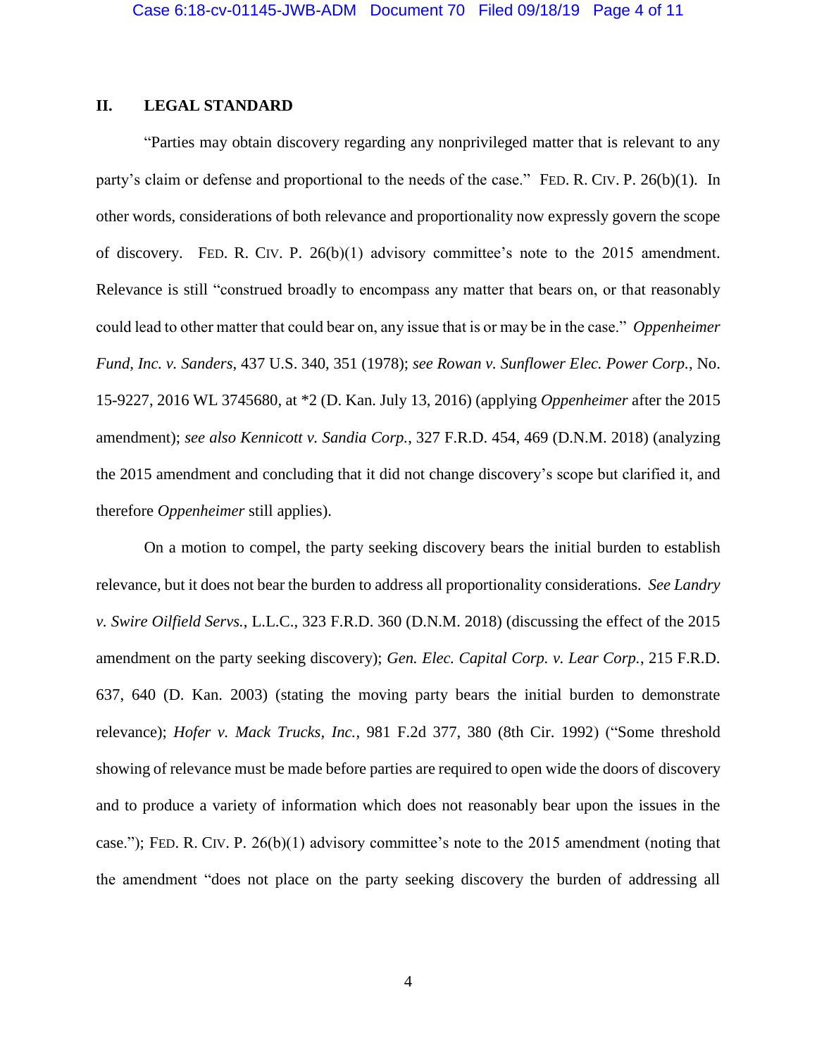## II. LEGAL STANDARD

"Parties may obtain discovery regarding any nonprivileged matter that is relevant to any party's claim or defense and proportional to the needs of the case." FED. R. CIV. P. 26(b)(1). In other words, considerations of both relevance and proportionality now expressly govern the scope of discovery. FED. R. CIV. P. 26(b)(1) advisory committee's note to the 2015 amendment. Relevance is still "construed broadly to encompass any matter that bears on, or that reasonably could lead to other matter that could bear on, any issue that is or may be in the case." *Oppenheimer Fund, Inc. v. Sanders*, 437 U.S. 340, 351 (1978); *see Rowan v. Sunflower Elec. Power Corp.*, No. 15-9227, 2016 WL 3745680, at *2 (D. Kan. July 13, 2016) (applying *Oppenheimer* after the 2015 amendment); *see also Kennicott v. Sandia Corp.*, 327 F.R.D. 454, 469 (D.N.M. 2018) (analyzing the 2015 amendment and concluding that it did not change discovery's scope but clarified it, and therefore *Oppenheimer* still applies).

On a motion to compel, the party seeking discovery bears the initial burden to establish relevance, but it does not bear the burden to address all proportionality considerations. *See Landry v. Swire Oilfield Servs.*, L.L.C., 323 F.R.D. 360 (D.N.M. 2018) (discussing the effect of the 2015 amendment on the party seeking discovery); *Gen. Elec. Capital Corp. v. Lear Corp.*, 215 F.R.D. 637, 640 (D. Kan. 2003) (stating the moving party bears the initial burden to demonstrate relevance); *Hofer v. Mack Trucks, Inc.*, 981 F.2d 377, 380 (8th Cir. 1992) ("Some threshold showing of relevance must be made before parties are required to open wide the doors of discovery and to produce a variety of information which does not reasonably bear upon the issues in the case."); FED. R. CIV. P. 26(b)(1) advisory committee's note to the 2015 amendment (noting that the amendment "does not place on the party seeking discovery the burden of addressing all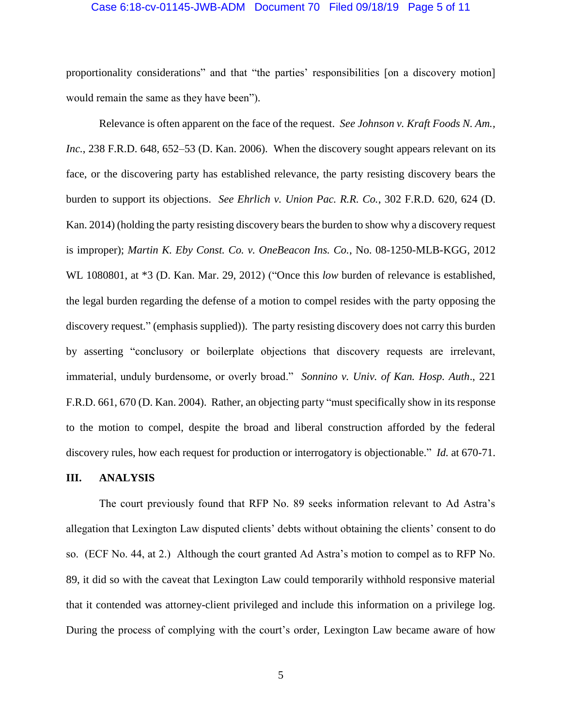proportionality considerations" and that "the parties' responsibilities [on a discovery motion] would remain the same as they have been").

Relevance is often apparent on the face of the request. *See Johnson v. Kraft Foods N. Am., Inc.*, 238 F.R.D. 648, 652–53 (D. Kan. 2006). When the discovery sought appears relevant on its face, or the discovering party has established relevance, the party resisting discovery bears the burden to support its objections. *See Ehrlich v. Union Pac. R.R. Co.*, 302 F.R.D. 620, 624 (D. Kan. 2014) (holding the party resisting discovery bears the burden to show why a discovery request is improper); *Martin K. Eby Const. Co. v. OneBeacon Ins. Co.*, No. 08-1250-MLB-KGG, 2012 WL 1080801, at *3 (D. Kan. Mar. 29, 2012) ("Once this *low* burden of relevance is established, the legal burden regarding the defense of a motion to compel resides with the party opposing the discovery request." (emphasis supplied)). The party resisting discovery does not carry this burden by asserting "conclusory or boilerplate objections that discovery requests are irrelevant, immaterial, unduly burdensome, or overly broad." *Sonnino v. Univ. of Kan. Hosp. Auth*., 221 F.R.D. 661, 670 (D. Kan. 2004). Rather, an objecting party "must specifically show in its response to the motion to compel, despite the broad and liberal construction afforded by the federal discovery rules, how each request for production or interrogatory is objectionable." *Id.* at 670-71.

## III. ANALYSIS

The court previously found that RFP No. 89 seeks information relevant to Ad Astra's allegation that Lexington Law disputed clients' debts without obtaining the clients' consent to do so. (ECF No. 44, at 2.) Although the court granted Ad Astra's motion to compel as to RFP No. 89, it did so with the caveat that Lexington Law could temporarily withhold responsive material that it contended was attorney-client privileged and include this information on a privilege log. During the process of complying with the court's order, Lexington Law became aware of how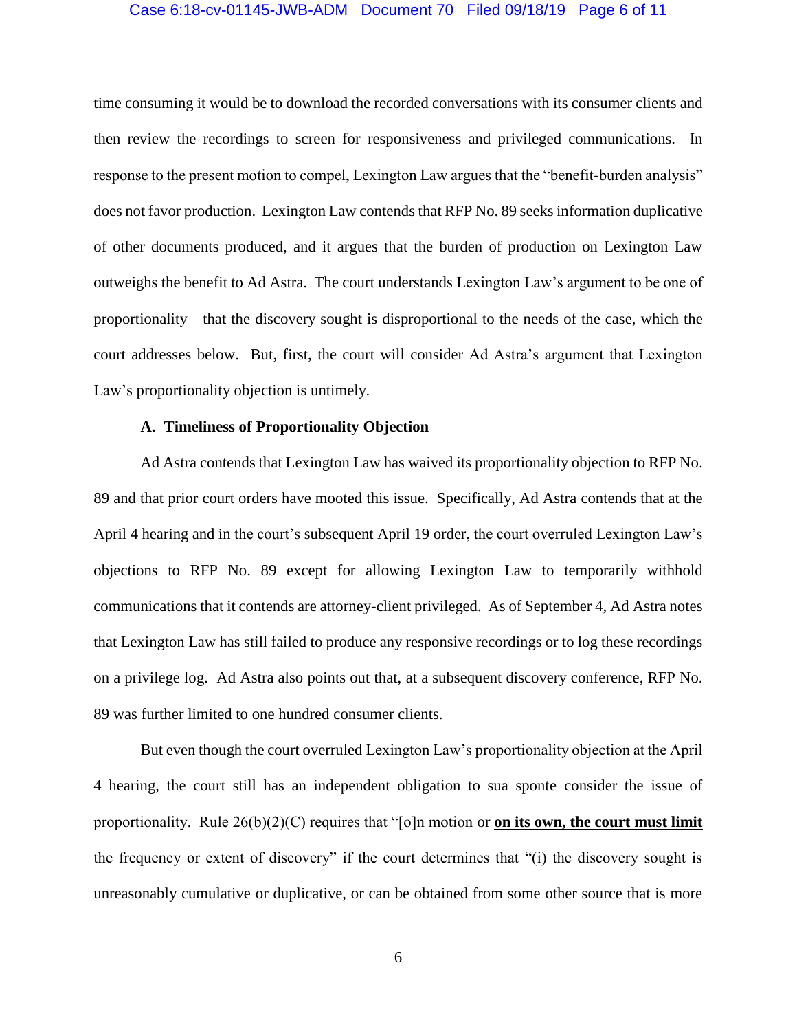time consuming it would be to download the recorded conversations with its consumer clients and then review the recordings to screen for responsiveness and privileged communications. In response to the present motion to compel, Lexington Law argues that the "benefit-burden analysis" does not favor production. Lexington Law contends that RFP No. 89 seeks information duplicative of other documents produced, and it argues that the burden of production on Lexington Law outweighs the benefit to Ad Astra. The court understands Lexington Law's argument to be one of proportionality—that the discovery sought is disproportional to the needs of the case, which the court addresses below. But, first, the court will consider Ad Astra's argument that Lexington Law's proportionality objection is untimely.

**A. Timeliness of Proportionality Objection**

Ad Astra contends that Lexington Law has waived its proportionality objection to RFP No. 89 and that prior court orders have mooted this issue. Specifically, Ad Astra contends that at the April 4 hearing and in the court's subsequent April 19 order, the court overruled Lexington Law's objections to RFP No. 89 except for allowing Lexington Law to temporarily withhold communications that it contends are attorney-client privileged. As of September 4, Ad Astra notes that Lexington Law has still failed to produce any responsive recordings or to log these recordings on a privilege log. Ad Astra also points out that, at a subsequent discovery conference, RFP No. 89 was further limited to one hundred consumer clients.

But even though the court overruled Lexington Law's proportionality objection at the April 4 hearing, the court still has an independent obligation to sua sponte consider the issue of proportionality. Rule 26(b)(2)(C) requires that "[o]n motion or **<u>on its own, the court must limit</u>** the frequency or extent of discovery" if the court determines that "(i) the discovery sought is unreasonably cumulative or duplicative, or can be obtained from some other source that is more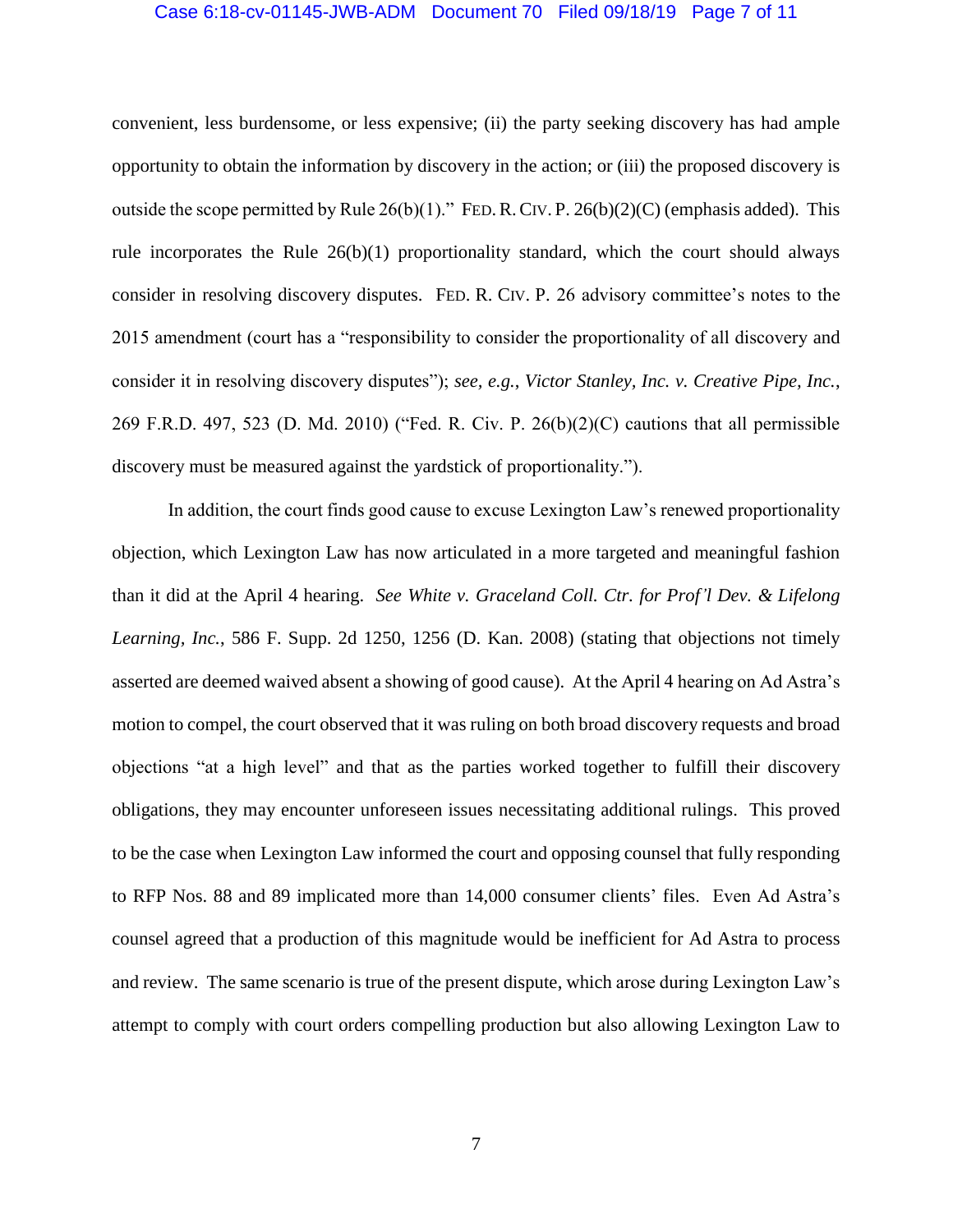convenient, less burdensome, or less expensive; (ii) the party seeking discovery has had ample opportunity to obtain the information by discovery in the action; or (iii) the proposed discovery is outside the scope permitted by Rule 26(b)(1)." FED. R. CIV. P. 26(b)(2)(C) (emphasis added). This rule incorporates the Rule 26(b)(1) proportionality standard, which the court should always consider in resolving discovery disputes. FED. R. CIV. P. 26 advisory committee's notes to the 2015 amendment (court has a "responsibility to consider the proportionality of all discovery and consider it in resolving discovery disputes"); *see, e.g.*, *Victor Stanley, Inc. v. Creative Pipe, Inc.*, 269 F.R.D. 497, 523 (D. Md. 2010) ("Fed. R. Civ. P. 26(b)(2)(C) cautions that all permissible discovery must be measured against the yardstick of proportionality.").

In addition, the court finds good cause to excuse Lexington Law's renewed proportionality objection, which Lexington Law has now articulated in a more targeted and meaningful fashion than it did at the April 4 hearing. *See White v. Graceland Coll. Ctr. for Prof'l Dev. & Lifelong Learning, Inc.*, 586 F. Supp. 2d 1250, 1256 (D. Kan. 2008) (stating that objections not timely asserted are deemed waived absent a showing of good cause). At the April 4 hearing on Ad Astra's motion to compel, the court observed that it was ruling on both broad discovery requests and broad objections "at a high level" and that as the parties worked together to fulfill their discovery obligations, they may encounter unforeseen issues necessitating additional rulings. This proved to be the case when Lexington Law informed the court and opposing counsel that fully responding to RFP Nos. 88 and 89 implicated more than 14,000 consumer clients' files. Even Ad Astra's counsel agreed that a production of this magnitude would be inefficient for Ad Astra to process and review. The same scenario is true of the present dispute, which arose during Lexington Law's attempt to comply with court orders compelling production but also allowing Lexington Law to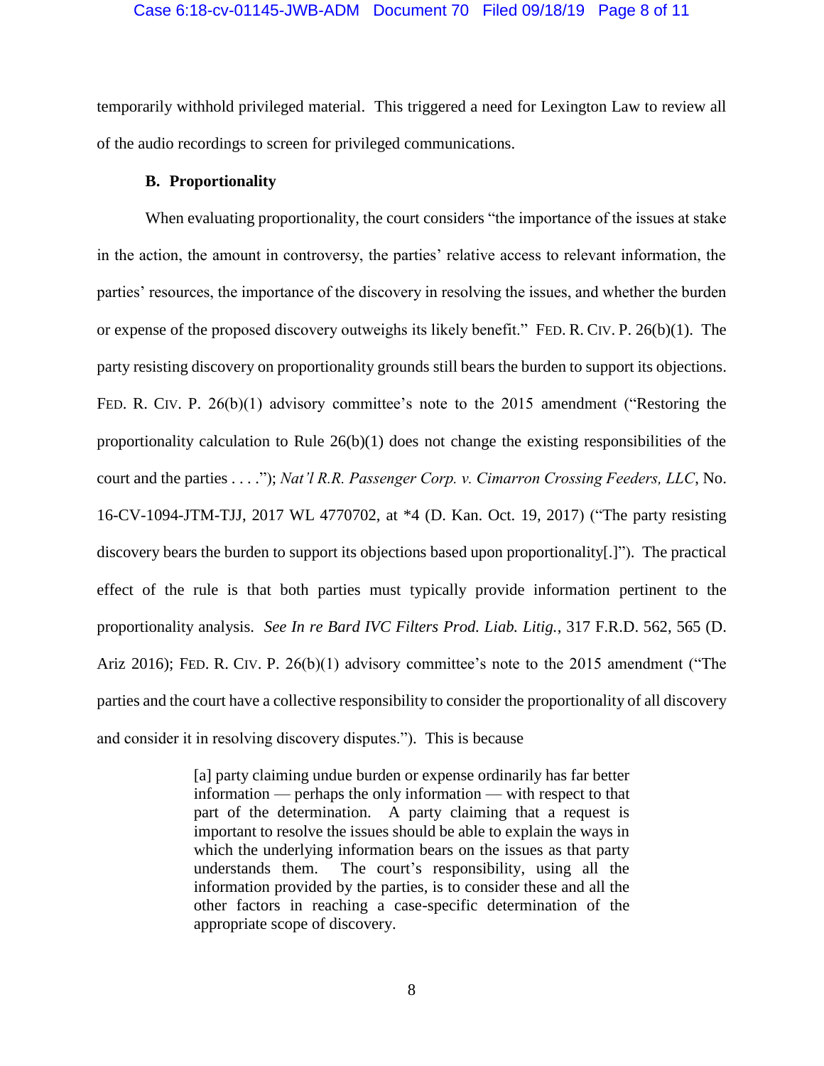temporarily withhold privileged material. This triggered a need for Lexington Law to review all of the audio recordings to screen for privileged communications.

### B. Proportionality

When evaluating proportionality, the court considers "the importance of the issues at stake in the action, the amount in controversy, the parties' relative access to relevant information, the parties' resources, the importance of the discovery in resolving the issues, and whether the burden or expense of the proposed discovery outweighs its likely benefit." FED. R. CIV. P. 26(b)(1). The party resisting discovery on proportionality grounds still bears the burden to support its objections. FED. R. CIV. P. 26(b)(1) advisory committee's note to the 2015 amendment ("Restoring the proportionality calculation to Rule 26(b)(1) does not change the existing responsibilities of the court and the parties . . . ."); *Nat'l R.R. Passenger Corp. v. Cimarron Crossing Feeders, LLC*, No. 16-CV-1094-JTM-TJJ, 2017 WL 4770702, at *4 (D. Kan. Oct. 19, 2017) ("The party resisting discovery bears the burden to support its objections based upon proportionality[.]"). The practical effect of the rule is that both parties must typically provide information pertinent to the proportionality analysis. *See In re Bard IVC Filters Prod. Liab. Litig.*, 317 F.R.D. 562, 565 (D. Ariz 2016); FED. R. CIV. P. 26(b)(1) advisory committee's note to the 2015 amendment ("The parties and the court have a collective responsibility to consider the proportionality of all discovery and consider it in resolving discovery disputes."). This is because

> [a] party claiming undue burden or expense ordinarily has far better information — perhaps the only information — with respect to that part of the determination. A party claiming that a request is important to resolve the issues should be able to explain the ways in which the underlying information bears on the issues as that party understands them. The court's responsibility, using all the information provided by the parties, is to consider these and all the other factors in reaching a case-specific determination of the appropriate scope of discovery.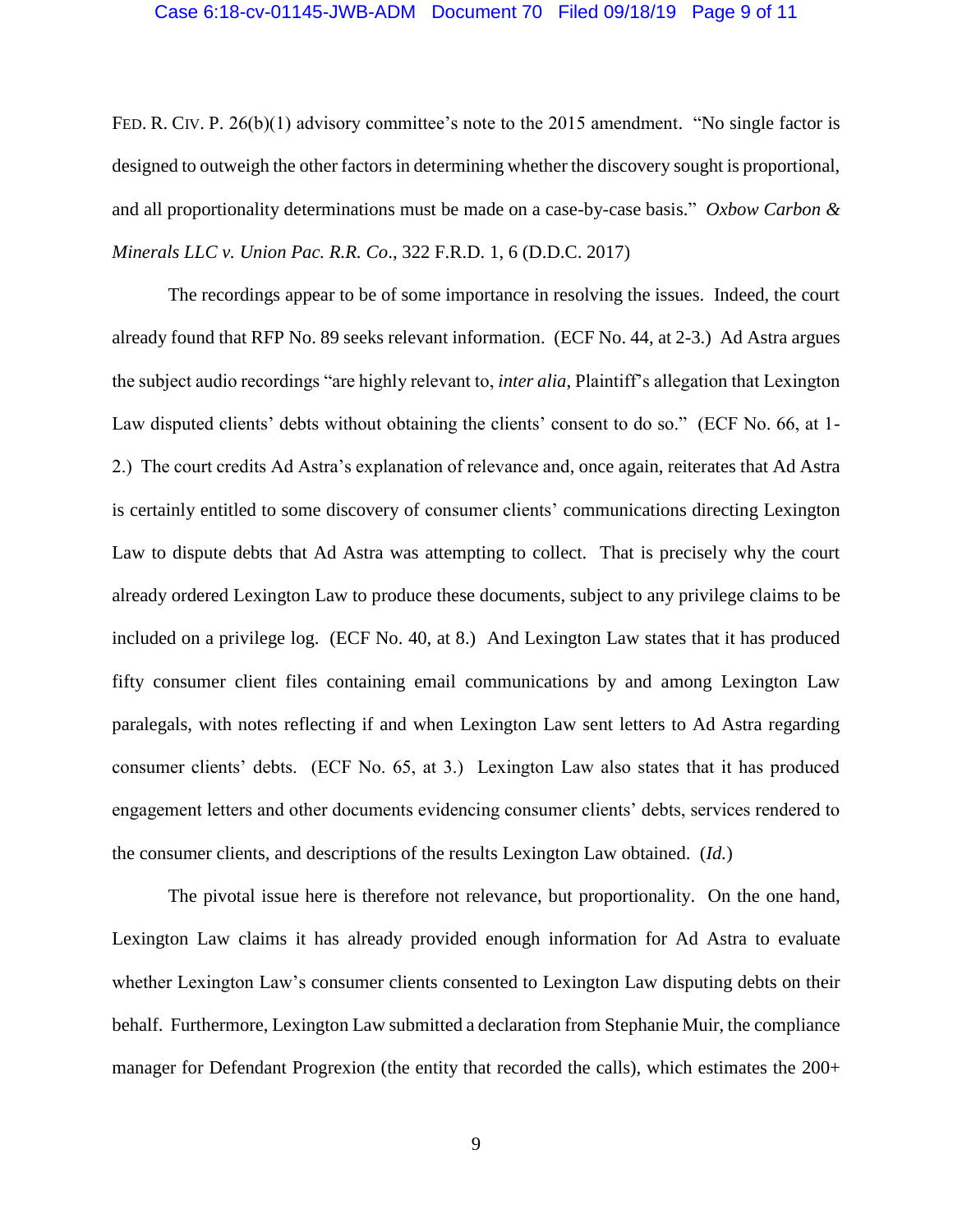FED. R. CIV. P. 26(b)(1) advisory committee's note to the 2015 amendment. "No single factor is designed to outweigh the other factors in determining whether the discovery sought is proportional, and all proportionality determinations must be made on a case-by-case basis." *Oxbow Carbon & Minerals LLC v. Union Pac. R.R. Co*., 322 F.R.D. 1, 6 (D.D.C. 2017)

The recordings appear to be of some importance in resolving the issues. Indeed, the court already found that RFP No. 89 seeks relevant information. (ECF No. 44, at 2-3.) Ad Astra argues the subject audio recordings "are highly relevant to, *inter alia*, Plaintiff's allegation that Lexington Law disputed clients' debts without obtaining the clients' consent to do so." (ECF No. 66, at 1-2.) The court credits Ad Astra's explanation of relevance and, once again, reiterates that Ad Astra is certainly entitled to some discovery of consumer clients' communications directing Lexington Law to dispute debts that Ad Astra was attempting to collect. That is precisely why the court already ordered Lexington Law to produce these documents, subject to any privilege claims to be included on a privilege log. (ECF No. 40, at 8.) And Lexington Law states that it has produced fifty consumer client files containing email communications by and among Lexington Law paralegals, with notes reflecting if and when Lexington Law sent letters to Ad Astra regarding consumer clients' debts. (ECF No. 65, at 3.) Lexington Law also states that it has produced engagement letters and other documents evidencing consumer clients' debts, services rendered to the consumer clients, and descriptions of the results Lexington Law obtained. (*Id.*)

The pivotal issue here is therefore not relevance, but proportionality. On the one hand, Lexington Law claims it has already provided enough information for Ad Astra to evaluate whether Lexington Law's consumer clients consented to Lexington Law disputing debts on their behalf. Furthermore, Lexington Law submitted a declaration from Stephanie Muir, the compliance manager for Defendant Progrexion (the entity that recorded the calls), which estimates the 200+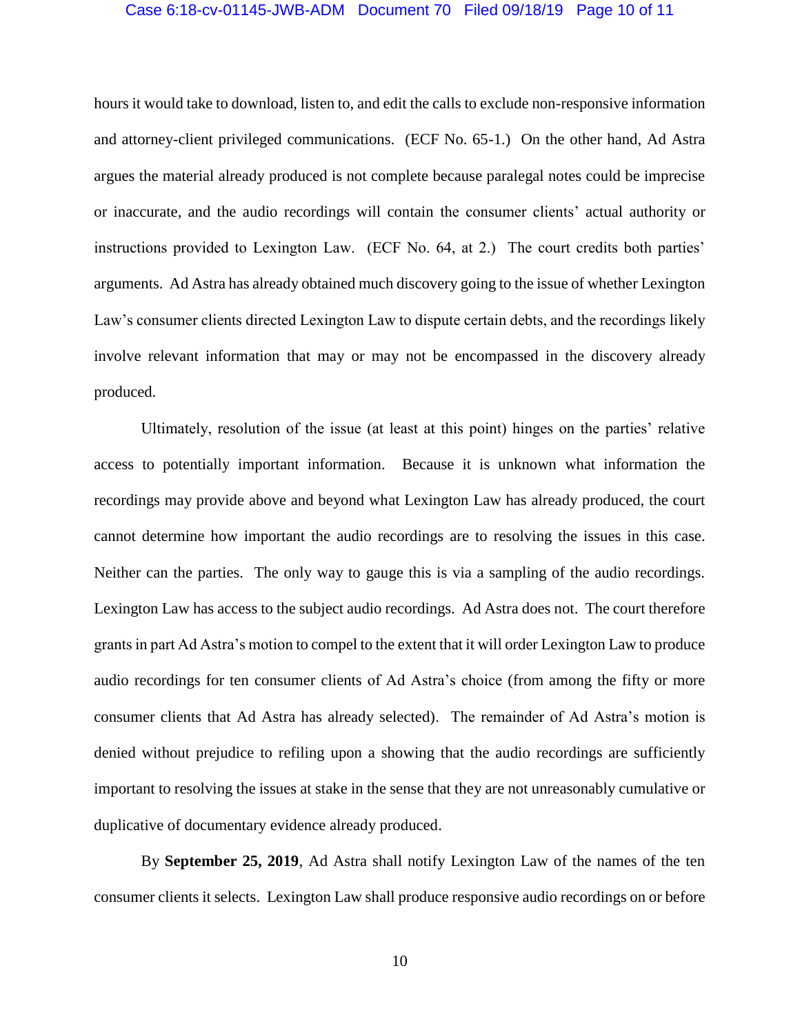hours it would take to download, listen to, and edit the calls to exclude non-responsive information and attorney-client privileged communications. (ECF No. 65-1.) On the other hand, Ad Astra argues the material already produced is not complete because paralegal notes could be imprecise or inaccurate, and the audio recordings will contain the consumer clients' actual authority or instructions provided to Lexington Law. (ECF No. 64, at 2.) The court credits both parties' arguments. Ad Astra has already obtained much discovery going to the issue of whether Lexington Law's consumer clients directed Lexington Law to dispute certain debts, and the recordings likely involve relevant information that may or may not be encompassed in the discovery already produced.

Ultimately, resolution of the issue (at least at this point) hinges on the parties' relative access to potentially important information. Because it is unknown what information the recordings may provide above and beyond what Lexington Law has already produced, the court cannot determine how important the audio recordings are to resolving the issues in this case. Neither can the parties. The only way to gauge this is via a sampling of the audio recordings. Lexington Law has access to the subject audio recordings. Ad Astra does not. The court therefore grants in part Ad Astra's motion to compel to the extent that it will order Lexington Law to produce audio recordings for ten consumer clients of Ad Astra's choice (from among the fifty or more consumer clients that Ad Astra has already selected). The remainder of Ad Astra's motion is denied without prejudice to refiling upon a showing that the audio recordings are sufficiently important to resolving the issues at stake in the sense that they are not unreasonably cumulative or duplicative of documentary evidence already produced.

By **September 25, 2019**, Ad Astra shall notify Lexington Law of the names of the ten consumer clients it selects. Lexington Law shall produce responsive audio recordings on or before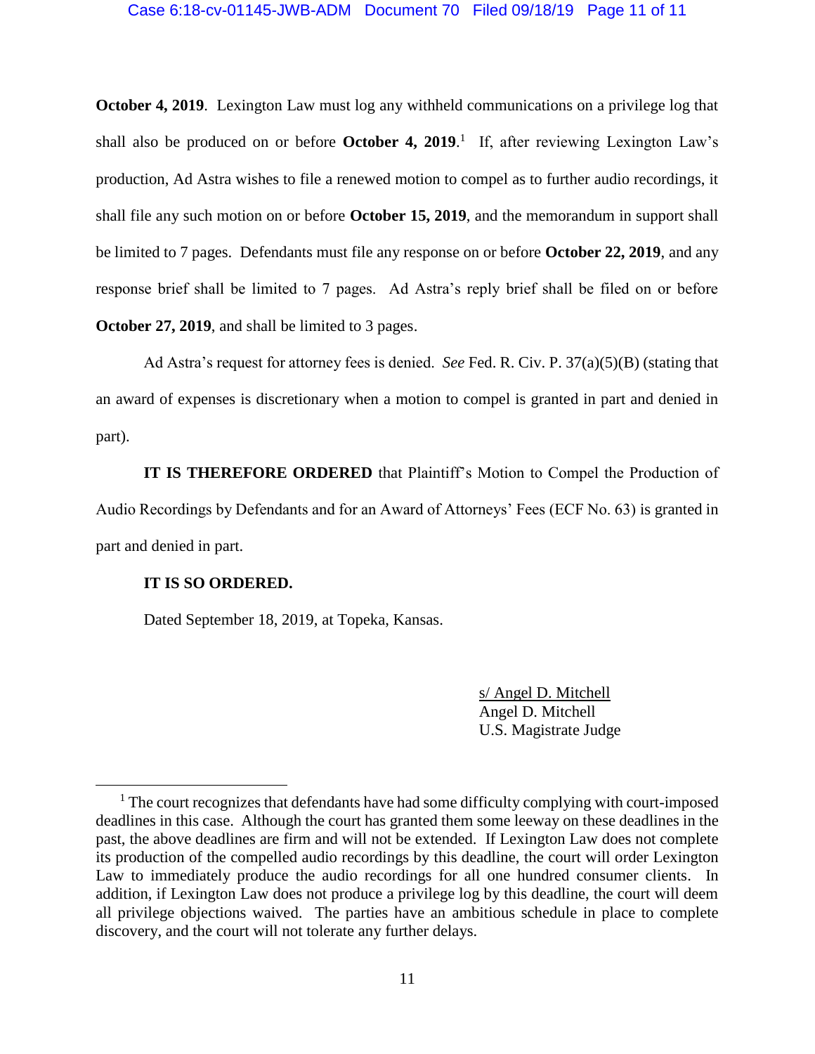**October 4, 2019**. Lexington Law must log any withheld communications on a privilege log that shall also be produced on or before **October 4, 2019**.[1] If, after reviewing Lexington Law's production, Ad Astra wishes to file a renewed motion to compel as to further audio recordings, it shall file any such motion on or before **October 15, 2019**, and the memorandum in support shall be limited to 7 pages. Defendants must file any response on or before **October 22, 2019**, and any response brief shall be limited to 7 pages. Ad Astra's reply brief shall be filed on or before **October 27, 2019**, and shall be limited to 3 pages.

Ad Astra's request for attorney fees is denied. *See* Fed. R. Civ. P. 37(a)(5)(B) (stating that an award of expenses is discretionary when a motion to compel is granted in part and denied in part).

**IT IS THEREFORE ORDERED** that Plaintiff's Motion to Compel the Production of Audio Recordings by Defendants and for an Award of Attorneys' Fees (ECF No. 63) is granted in part and denied in part.

**IT IS SO ORDERED.**

Dated September 18, 2019, at Topeka, Kansas.

s/ Angel D. Mitchell
Angel D. Mitchell
U.S. Magistrate Judge

[1] The court recognizes that defendants have had some difficulty complying with court-imposed deadlines in this case. Although the court has granted them some leeway on these deadlines in the past, the above deadlines are firm and will not be extended. If Lexington Law does not complete its production of the compelled audio recordings by this deadline, the court will order Lexington Law to immediately produce the audio recordings for all one hundred consumer clients. In addition, if Lexington Law does not produce a privilege log by this deadline, the court will deem all privilege objections waived. The parties have an ambitious schedule in place to complete discovery, and the court will not tolerate any further delays.